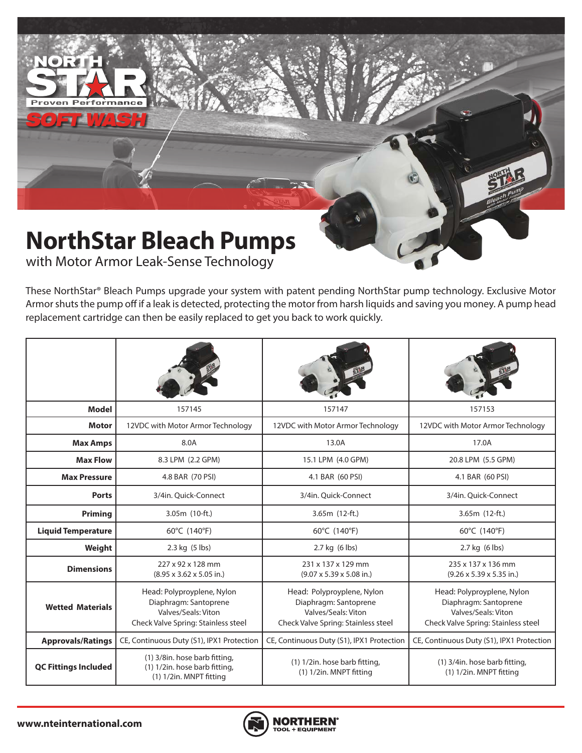# NorthStar Bleach Pumps

with Motor Armor Leak-Sense Technology

These NorthStar® Bleach Pumps upgrade your system with patent pending NorthStar pump technology. Exclusive Motor Armor shuts the pump off if a leak is detected, protecting the motor from harsh liquids and saving you money. A pump head replacement cartridge can then be easily replaced to get you back to work quickly.

| | | | |
|---|---|---|---|
| **Model** | 157145 | 157147 | 157153 |
| **Motor** | 12VDC with Motor Armor Technology | 12VDC with Motor Armor Technology | 12VDC with Motor Armor Technology |
| **Max Amps** | 8.0A | 13.0A | 17.0A |
| **Max Flow** | 8.3 LPM (2.2 GPM) | 15.1 LPM (4.0 GPM) | 20.8 LPM (5.5 GPM) |
| **Max Pressure** | 4.8 BAR (70 PSI) | 4.1 BAR (60 PSI) | 4.1 BAR (60 PSI) |
| **Ports** | 3/4in. Quick-Connect | 3/4in. Quick-Connect | 3/4in. Quick-Connect |
| **Priming** | 3.05m (10-ft.) | 3.65m (12-ft.) | 3.65m (12-ft.) |
| **Liquid Temperature** | 60°C (140°F) | 60°C (140°F) | 60°C (140°F) |
| **Weight** | 2.3 kg (5 lbs) | 2.7 kg (6 lbs) | 2.7 kg (6 lbs) |
| **Dimensions** | 227 x 92 x 128 mm (8.95 x 3.62 x 5.05 in.) | 231 x 137 x 129 mm (9.07 x 5.39 x 5.08 in.) | 235 x 137 x 136 mm (9.26 x 5.39 x 5.35 in.) |
| **Wetted Materials** | Head: Polyproypylene, Nylon<br>Diaphragm: Santoprene<br>Valves/Seals: Viton<br>Check Valve Spring: Stainless steel | Head: Polyproypylene, Nylon<br>Diaphragm: Santoprene<br>Valves/Seals: Viton<br>Check Valve Spring: Stainless steel | Head: Polyproypylene, Nylon<br>Diaphragm: Santoprene<br>Valves/Seals: Viton<br>Check Valve Spring: Stainless steel |
| **Approvals/Ratings** | CE, Continuous Duty (S1), IPX1 Protection | CE, Continuous Duty (S1), IPX1 Protection | CE, Continuous Duty (S1), IPX1 Protection |
| **QC Fittings Included** | (1) 3/8in. hose barb fitting,<br>(1) 1/2in. hose barb fitting,<br>(1) 1/2in. MNPT fitting | (1) 1/2in. hose barb fitting,<br>(1) 1/2in. MNPT fitting | (1) 3/4in. hose barb fitting,<br>(1) 1/2in. MNPT fitting |

www.nteinternational.com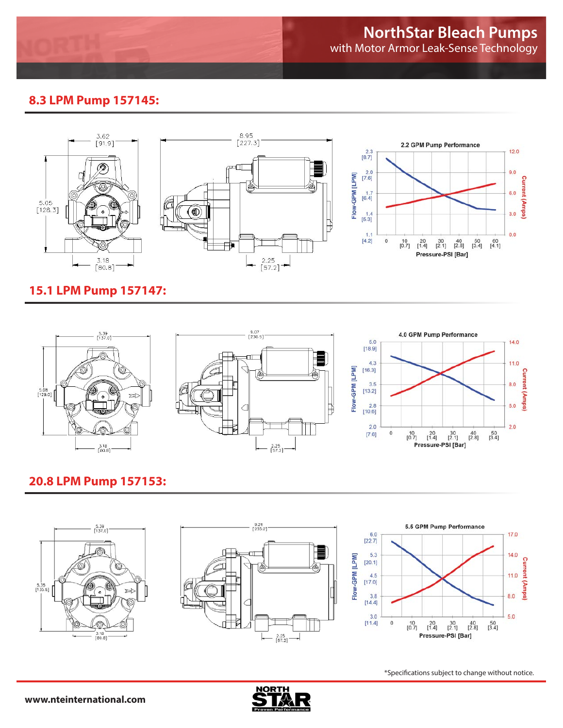# NorthStar Bleach Pumps
with Motor Armor Leak-Sense Technology

## 8.3 LPM Pump 157145:

3.62 [91.9]
8.95 [227.3]
5.05 [128.3]
3.18 [80.8]
2.25 [57.2]

2.2 GPM Pump Performance

Flow-GPM [LPM]
2.3 [8.7]
2.0 [7.6]
1.7 [6.4]
1.4 [5.3]
1.1 [4.2]

Current (Amps)
12.0
9.0
6.0
3.0
0.0

Pressure-PSI [Bar]
0
10 [0.7]
20 [1.4]
30 [2.1]
40 [2.8]
50 [3.4]
60 [4.1]

## 15.1 LPM Pump 157147:

5.39 [137.0]
9.07 [230.5]
5.08 [129.0]
3.18 [80.8]
2.25 [57.2]

4.0 GPM Pump Performance

Flow-GPM [LPM]
5.0 [18.9]
4.3 [16.3]
3.5 [13.2]
2.8 [10.6]
2.0 [7.6]

Current (Amps)
14.0
11.0
8.0
5.0
2.0

Pressure-PSI [Bar]
0
10 [0.7]
20 [1.4]
30 [2.1]
40 [2.8]
50 [3.4]

## 20.8 LPM Pump 157153:

5.39 [137.0]
9.26 [235.2]
5.35 [135.8]
3.18 [80.8]
2.25 [57.2]

5.5 GPM Pump Performance

Flow-GPM [LPM]
6.0 [22.7]
5.3 [20.1]
4.5 [17.0]
3.8 [14.4]
3.0 [11.4]

Current (Amps)
17.0
14.0
11.0
8.0
5.0

Pressure-PSI [Bar]
0
10 [0.7]
20 [1.4]
30 [2.1]
40 [2.8]
50 [3.4]

*Specifications subject to change without notice.

www.nteinternational.com

NORTH STAR Proven Performance